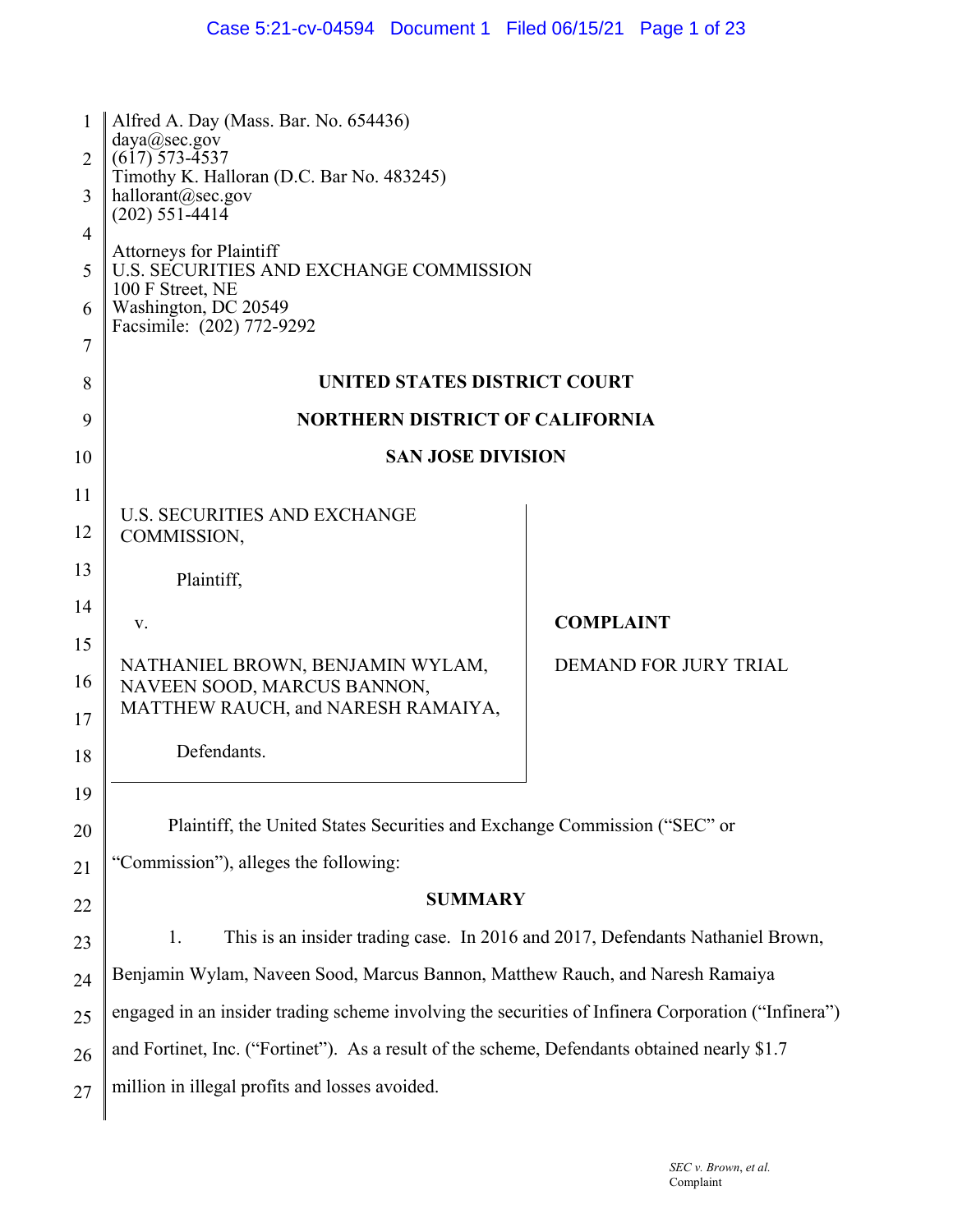Alfred A. Day (Mass. Bar. No. 654436)
daya@sec.gov
(617) 573-4537
Timothy K. Halloran (D.C. Bar No. 483245)
hallorant@sec.gov
(202) 551-4414

Attorneys for Plaintiff
U.S. SECURITIES AND EXCHANGE COMMISSION
100 F Street, NE
Washington, DC 20549
Facsimile: (202) 772-9292

**UNITED STATES DISTRICT COURT**

**NORTHERN DISTRICT OF CALIFORNIA**

**SAN JOSE DIVISION**

U.S. SECURITIES AND EXCHANGE COMMISSION,

Plaintiff,

v.

NATHANIEL BROWN, BENJAMIN WYLAM, NAVEEN SOOD, MARCUS BANNON, MATTHEW RAUCH, and NARESH RAMAIYA,

Defendants.

**COMPLAINT**

DEMAND FOR JURY TRIAL

Plaintiff, the United States Securities and Exchange Commission ("SEC" or "Commission"), alleges the following:

**SUMMARY**

1. This is an insider trading case. In 2016 and 2017, Defendants Nathaniel Brown, Benjamin Wylam, Naveen Sood, Marcus Bannon, Matthew Rauch, and Naresh Ramaiya engaged in an insider trading scheme involving the securities of Infinera Corporation ("Infinera") and Fortinet, Inc. ("Fortinet"). As a result of the scheme, Defendants obtained nearly $1.7 million in illegal profits and losses avoided.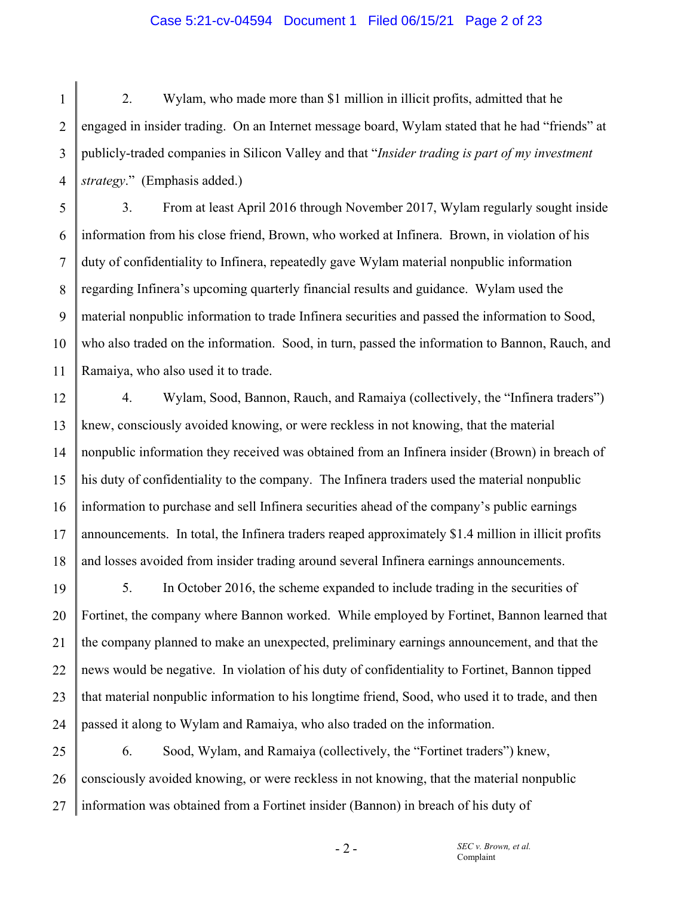2. Wylam, who made more than $1 million in illicit profits, admitted that he engaged in insider trading. On an Internet message board, Wylam stated that he had "friends" at publicly-traded companies in Silicon Valley and that "*Insider trading is part of my investment strategy*." (Emphasis added.)

3. From at least April 2016 through November 2017, Wylam regularly sought inside information from his close friend, Brown, who worked at Infinera. Brown, in violation of his duty of confidentiality to Infinera, repeatedly gave Wylam material nonpublic information regarding Infinera's upcoming quarterly financial results and guidance. Wylam used the material nonpublic information to trade Infinera securities and passed the information to Sood, who also traded on the information. Sood, in turn, passed the information to Bannon, Rauch, and Ramaiya, who also used it to trade.

4. Wylam, Sood, Bannon, Rauch, and Ramaiya (collectively, the "Infinera traders") knew, consciously avoided knowing, or were reckless in not knowing, that the material nonpublic information they received was obtained from an Infinera insider (Brown) in breach of his duty of confidentiality to the company. The Infinera traders used the material nonpublic information to purchase and sell Infinera securities ahead of the company's public earnings announcements. In total, the Infinera traders reaped approximately $1.4 million in illicit profits and losses avoided from insider trading around several Infinera earnings announcements.

5. In October 2016, the scheme expanded to include trading in the securities of Fortinet, the company where Bannon worked. While employed by Fortinet, Bannon learned that the company planned to make an unexpected, preliminary earnings announcement, and that the news would be negative. In violation of his duty of confidentiality to Fortinet, Bannon tipped that material nonpublic information to his longtime friend, Sood, who used it to trade, and then passed it along to Wylam and Ramaiya, who also traded on the information.

6. Sood, Wylam, and Ramaiya (collectively, the "Fortinet traders") knew, consciously avoided knowing, or were reckless in not knowing, that the material nonpublic information was obtained from a Fortinet insider (Bannon) in breach of his duty of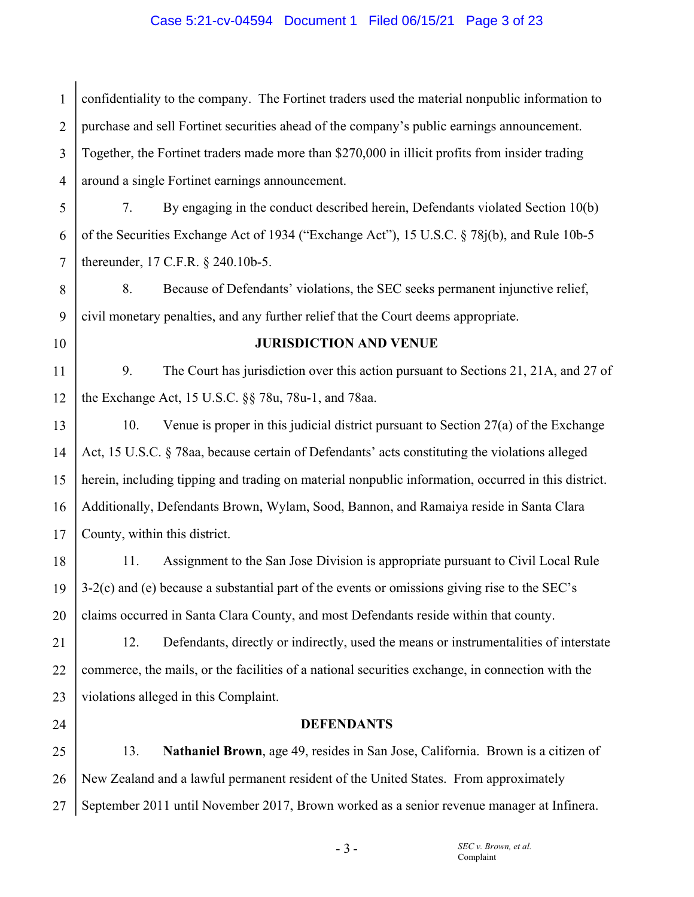confidentiality to the company. The Fortinet traders used the material nonpublic information to purchase and sell Fortinet securities ahead of the company's public earnings announcement. Together, the Fortinet traders made more than $270,000 in illicit profits from insider trading around a single Fortinet earnings announcement.

7. By engaging in the conduct described herein, Defendants violated Section 10(b) of the Securities Exchange Act of 1934 ("Exchange Act"), 15 U.S.C. § 78j(b), and Rule 10b-5 thereunder, 17 C.F.R. § 240.10b-5.

8. Because of Defendants' violations, the SEC seeks permanent injunctive relief, civil monetary penalties, and any further relief that the Court deems appropriate.

## JURISDICTION AND VENUE

9. The Court has jurisdiction over this action pursuant to Sections 21, 21A, and 27 of the Exchange Act, 15 U.S.C. §§ 78u, 78u-1, and 78aa.

10. Venue is proper in this judicial district pursuant to Section 27(a) of the Exchange Act, 15 U.S.C. § 78aa, because certain of Defendants' acts constituting the violations alleged herein, including tipping and trading on material nonpublic information, occurred in this district. Additionally, Defendants Brown, Wylam, Sood, Bannon, and Ramaiya reside in Santa Clara County, within this district.

11. Assignment to the San Jose Division is appropriate pursuant to Civil Local Rule 3-2(c) and (e) because a substantial part of the events or omissions giving rise to the SEC's claims occurred in Santa Clara County, and most Defendants reside within that county.

12. Defendants, directly or indirectly, used the means or instrumentalities of interstate commerce, the mails, or the facilities of a national securities exchange, in connection with the violations alleged in this Complaint.

## DEFENDANTS

13. **Nathaniel Brown**, age 49, resides in San Jose, California. Brown is a citizen of New Zealand and a lawful permanent resident of the United States. From approximately September 2011 until November 2017, Brown worked as a senior revenue manager at Infinera.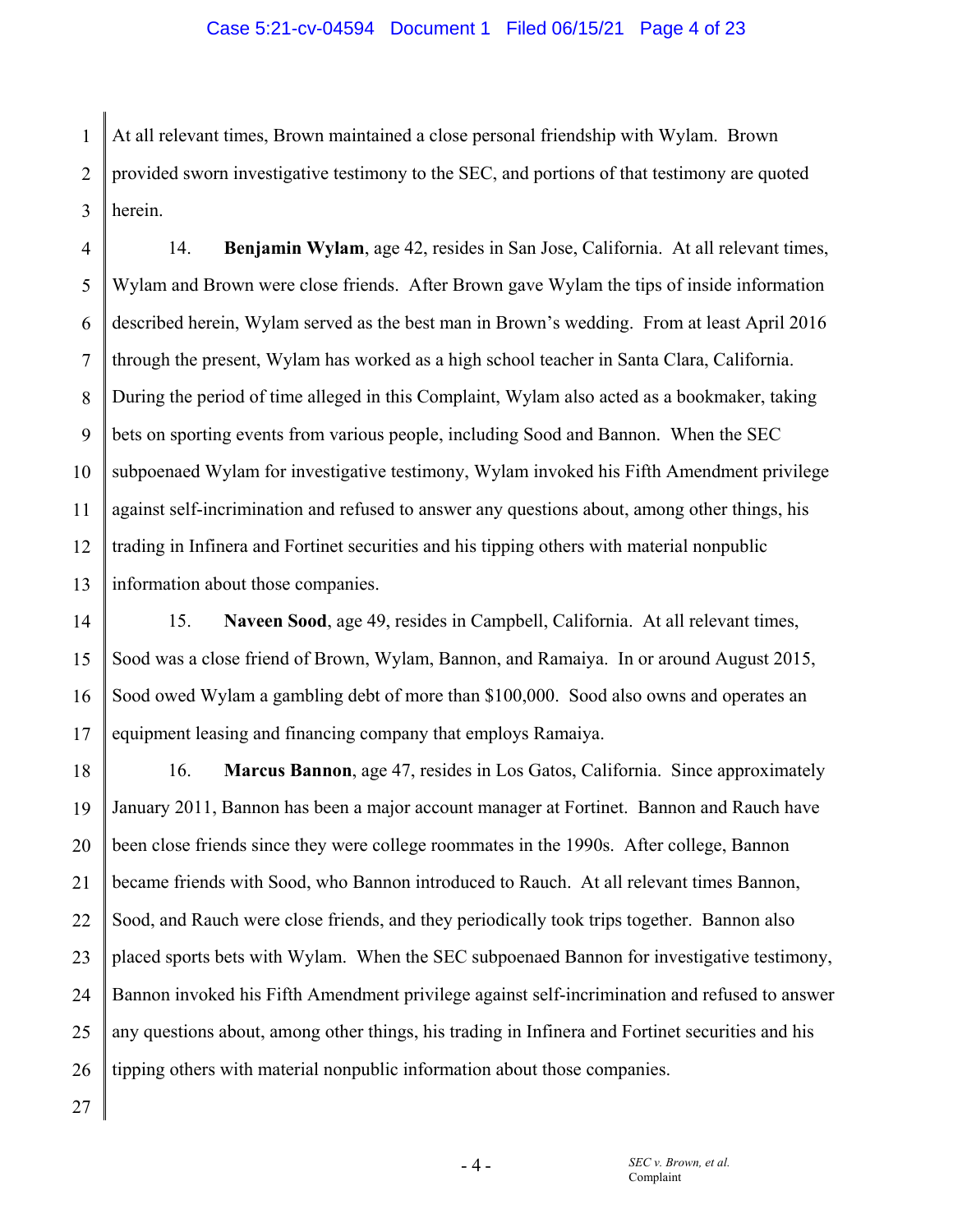At all relevant times, Brown maintained a close personal friendship with Wylam. Brown provided sworn investigative testimony to the SEC, and portions of that testimony are quoted herein.

14. **Benjamin Wylam**, age 42, resides in San Jose, California. At all relevant times, Wylam and Brown were close friends. After Brown gave Wylam the tips of inside information described herein, Wylam served as the best man in Brown's wedding. From at least April 2016 through the present, Wylam has worked as a high school teacher in Santa Clara, California. During the period of time alleged in this Complaint, Wylam also acted as a bookmaker, taking bets on sporting events from various people, including Sood and Bannon. When the SEC subpoenaed Wylam for investigative testimony, Wylam invoked his Fifth Amendment privilege against self-incrimination and refused to answer any questions about, among other things, his trading in Infinera and Fortinet securities and his tipping others with material nonpublic information about those companies.

15. **Naveen Sood**, age 49, resides in Campbell, California. At all relevant times, Sood was a close friend of Brown, Wylam, Bannon, and Ramaiya. In or around August 2015, Sood owed Wylam a gambling debt of more than $100,000. Sood also owns and operates an equipment leasing and financing company that employs Ramaiya.

16. **Marcus Bannon**, age 47, resides in Los Gatos, California. Since approximately January 2011, Bannon has been a major account manager at Fortinet. Bannon and Rauch have been close friends since they were college roommates in the 1990s. After college, Bannon became friends with Sood, who Bannon introduced to Rauch. At all relevant times Bannon, Sood, and Rauch were close friends, and they periodically took trips together. Bannon also placed sports bets with Wylam. When the SEC subpoenaed Bannon for investigative testimony, Bannon invoked his Fifth Amendment privilege against self-incrimination and refused to answer any questions about, among other things, his trading in Infinera and Fortinet securities and his tipping others with material nonpublic information about those companies.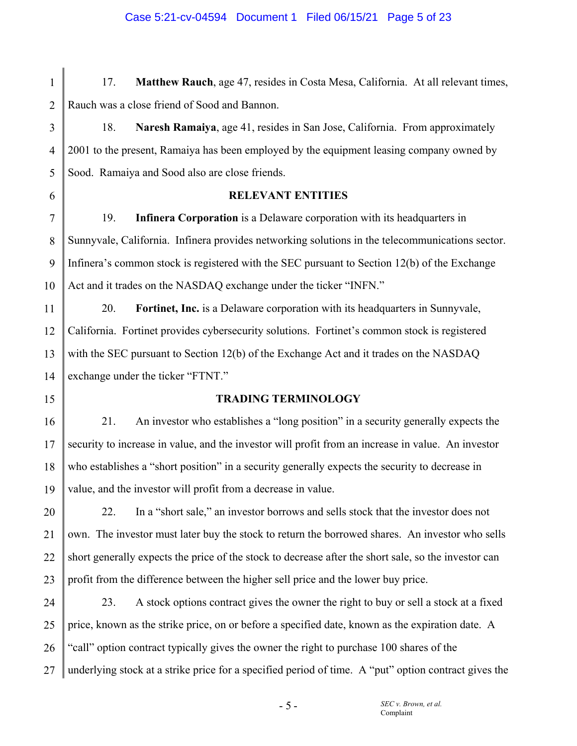17. **Matthew Rauch**, age 47, resides in Costa Mesa, California. At all relevant times, Rauch was a close friend of Sood and Bannon.

18. **Naresh Ramaiya**, age 41, resides in San Jose, California. From approximately 2001 to the present, Ramaiya has been employed by the equipment leasing company owned by Sood. Ramaiya and Sood also are close friends.

## RELEVANT ENTITIES

19. **Infinera Corporation** is a Delaware corporation with its headquarters in Sunnyvale, California. Infinera provides networking solutions in the telecommunications sector. Infinera's common stock is registered with the SEC pursuant to Section 12(b) of the Exchange Act and it trades on the NASDAQ exchange under the ticker "INFN."

20. **Fortinet, Inc.** is a Delaware corporation with its headquarters in Sunnyvale, California. Fortinet provides cybersecurity solutions. Fortinet's common stock is registered with the SEC pursuant to Section 12(b) of the Exchange Act and it trades on the NASDAQ exchange under the ticker "FTNT."

## TRADING TERMINOLOGY

21. An investor who establishes a "long position" in a security generally expects the security to increase in value, and the investor will profit from an increase in value. An investor who establishes a "short position" in a security generally expects the security to decrease in value, and the investor will profit from a decrease in value.

22. In a "short sale," an investor borrows and sells stock that the investor does not own. The investor must later buy the stock to return the borrowed shares. An investor who sells short generally expects the price of the stock to decrease after the short sale, so the investor can profit from the difference between the higher sell price and the lower buy price.

23. A stock options contract gives the owner the right to buy or sell a stock at a fixed price, known as the strike price, on or before a specified date, known as the expiration date. A "call" option contract typically gives the owner the right to purchase 100 shares of the underlying stock at a strike price for a specified period of time. A "put" option contract gives the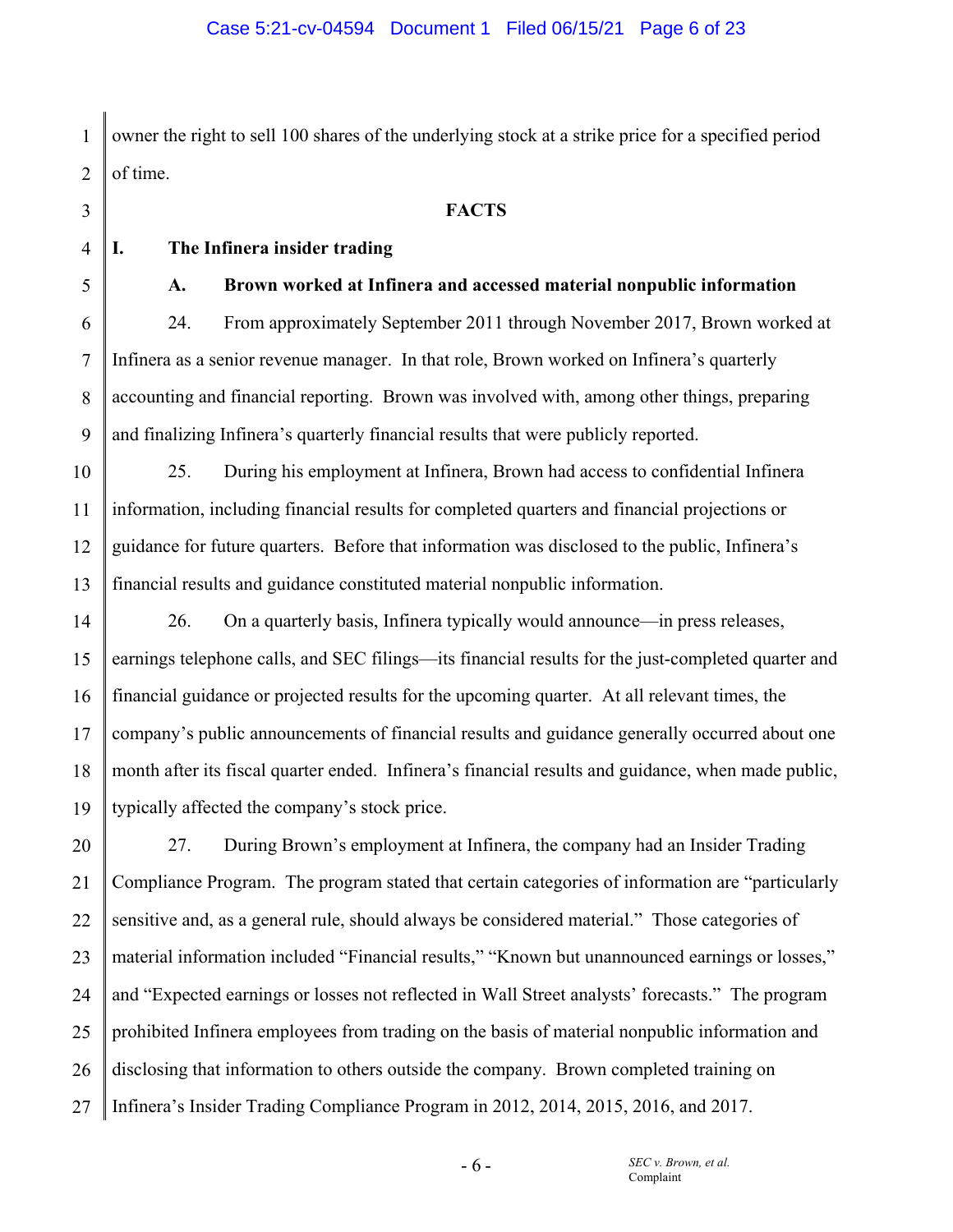owner the right to sell 100 shares of the underlying stock at a strike price for a specified period of time.

## FACTS

### I. The Infinera insider trading

#### A. Brown worked at Infinera and accessed material nonpublic information

24. From approximately September 2011 through November 2017, Brown worked at Infinera as a senior revenue manager. In that role, Brown worked on Infinera's quarterly accounting and financial reporting. Brown was involved with, among other things, preparing and finalizing Infinera's quarterly financial results that were publicly reported.

25. During his employment at Infinera, Brown had access to confidential Infinera information, including financial results for completed quarters and financial projections or guidance for future quarters. Before that information was disclosed to the public, Infinera's financial results and guidance constituted material nonpublic information.

26. On a quarterly basis, Infinera typically would announce—in press releases, earnings telephone calls, and SEC filings—its financial results for the just-completed quarter and financial guidance or projected results for the upcoming quarter. At all relevant times, the company's public announcements of financial results and guidance generally occurred about one month after its fiscal quarter ended. Infinera's financial results and guidance, when made public, typically affected the company's stock price.

27. During Brown's employment at Infinera, the company had an Insider Trading Compliance Program. The program stated that certain categories of information are "particularly sensitive and, as a general rule, should always be considered material." Those categories of material information included "Financial results," "Known but unannounced earnings or losses," and "Expected earnings or losses not reflected in Wall Street analysts' forecasts." The program prohibited Infinera employees from trading on the basis of material nonpublic information and disclosing that information to others outside the company. Brown completed training on Infinera's Insider Trading Compliance Program in 2012, 2014, 2015, 2016, and 2017.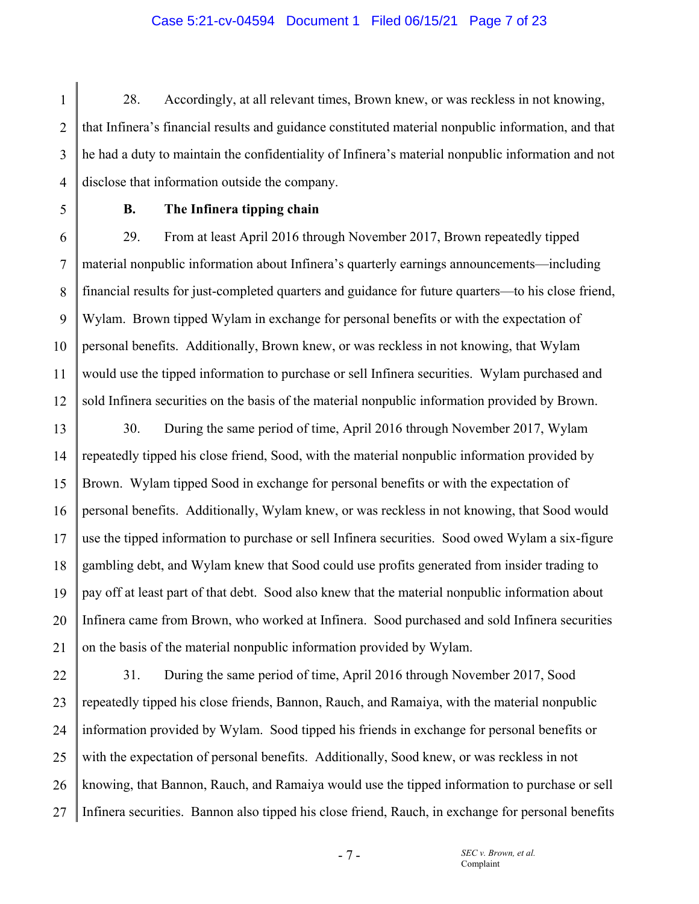28. Accordingly, at all relevant times, Brown knew, or was reckless in not knowing, that Infinera's financial results and guidance constituted material nonpublic information, and that he had a duty to maintain the confidentiality of Infinera's material nonpublic information and not disclose that information outside the company.

**B. The Infinera tipping chain**

29. From at least April 2016 through November 2017, Brown repeatedly tipped material nonpublic information about Infinera's quarterly earnings announcements—including financial results for just-completed quarters and guidance for future quarters—to his close friend, Wylam. Brown tipped Wylam in exchange for personal benefits or with the expectation of personal benefits. Additionally, Brown knew, or was reckless in not knowing, that Wylam would use the tipped information to purchase or sell Infinera securities. Wylam purchased and sold Infinera securities on the basis of the material nonpublic information provided by Brown.

30. During the same period of time, April 2016 through November 2017, Wylam repeatedly tipped his close friend, Sood, with the material nonpublic information provided by Brown. Wylam tipped Sood in exchange for personal benefits or with the expectation of personal benefits. Additionally, Wylam knew, or was reckless in not knowing, that Sood would use the tipped information to purchase or sell Infinera securities. Sood owed Wylam a six-figure gambling debt, and Wylam knew that Sood could use profits generated from insider trading to pay off at least part of that debt. Sood also knew that the material nonpublic information about Infinera came from Brown, who worked at Infinera. Sood purchased and sold Infinera securities on the basis of the material nonpublic information provided by Wylam.

31. During the same period of time, April 2016 through November 2017, Sood repeatedly tipped his close friends, Bannon, Rauch, and Ramaiya, with the material nonpublic information provided by Wylam. Sood tipped his friends in exchange for personal benefits or with the expectation of personal benefits. Additionally, Sood knew, or was reckless in not knowing, that Bannon, Rauch, and Ramaiya would use the tipped information to purchase or sell Infinera securities. Bannon also tipped his close friend, Rauch, in exchange for personal benefits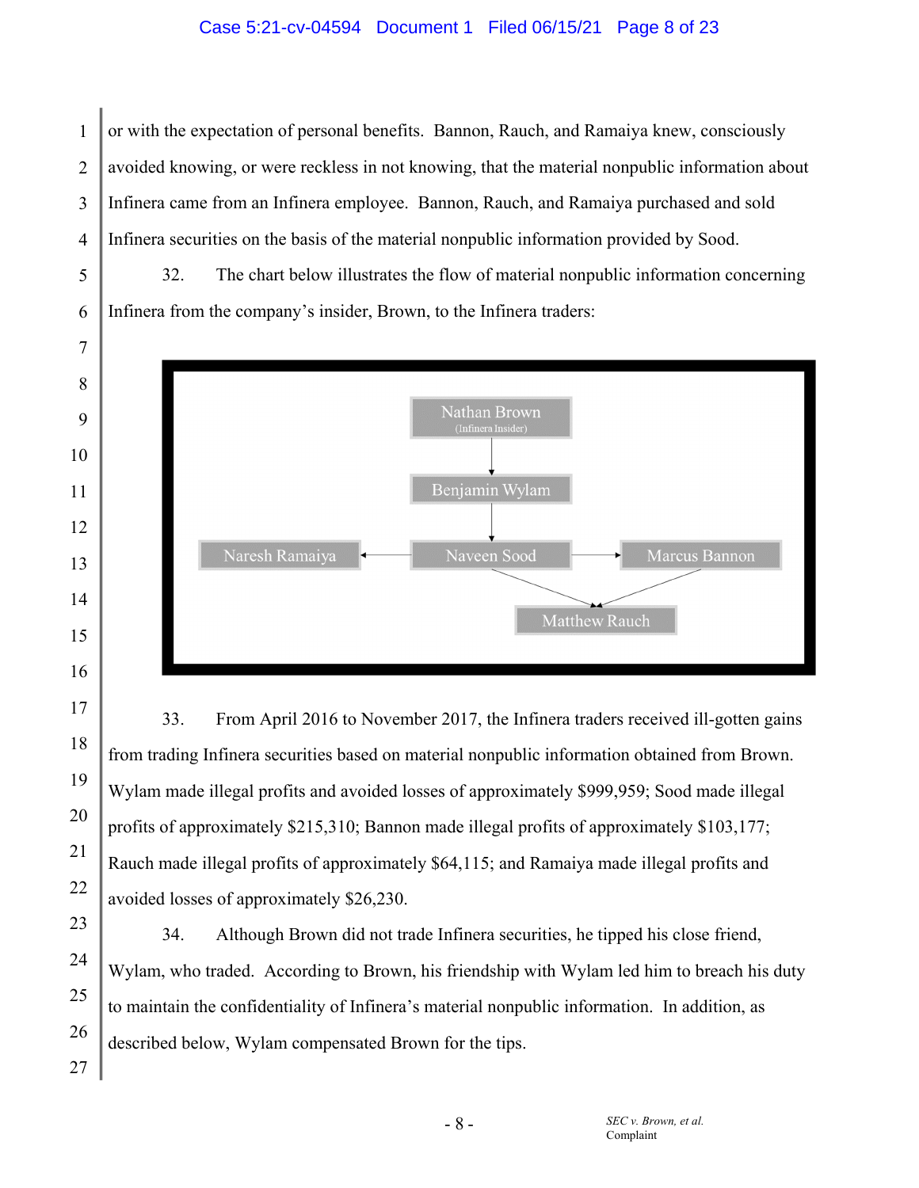or with the expectation of personal benefits. Bannon, Rauch, and Ramaiya knew, consciously avoided knowing, or were reckless in not knowing, that the material nonpublic information about Infinera came from an Infinera employee. Bannon, Rauch, and Ramaiya purchased and sold Infinera securities on the basis of the material nonpublic information provided by Sood.

32. The chart below illustrates the flow of material nonpublic information concerning Infinera from the company's insider, Brown, to the Infinera traders:

Nathan Brown (Infinera Insider) → Benjamin Wylam → Naveen Sood → Naresh Ramaiya; Naveen Sood → Marcus Bannon; Naveen Sood → Matthew Rauch; Marcus Bannon → Matthew Rauch

33. From April 2016 to November 2017, the Infinera traders received ill-gotten gains from trading Infinera securities based on material nonpublic information obtained from Brown. Wylam made illegal profits and avoided losses of approximately $999,959; Sood made illegal profits of approximately $215,310; Bannon made illegal profits of approximately $103,177; Rauch made illegal profits of approximately $64,115; and Ramaiya made illegal profits and avoided losses of approximately $26,230.

34. Although Brown did not trade Infinera securities, he tipped his close friend, Wylam, who traded. According to Brown, his friendship with Wylam led him to breach his duty to maintain the confidentiality of Infinera's material nonpublic information. In addition, as described below, Wylam compensated Brown for the tips.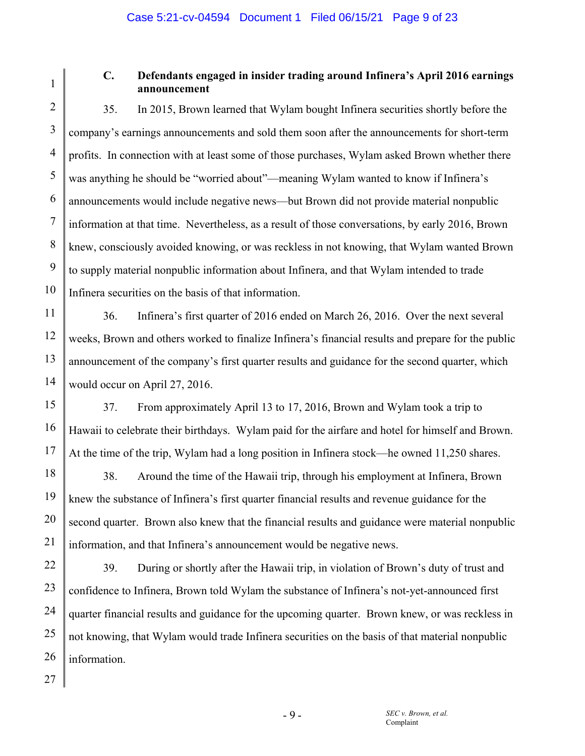### C. Defendants engaged in insider trading around Infinera's April 2016 earnings announcement

35. In 2015, Brown learned that Wylam bought Infinera securities shortly before the company's earnings announcements and sold them soon after the announcements for short-term profits. In connection with at least some of those purchases, Wylam asked Brown whether there was anything he should be "worried about"—meaning Wylam wanted to know if Infinera's announcements would include negative news—but Brown did not provide material nonpublic information at that time. Nevertheless, as a result of those conversations, by early 2016, Brown knew, consciously avoided knowing, or was reckless in not knowing, that Wylam wanted Brown to supply material nonpublic information about Infinera, and that Wylam intended to trade Infinera securities on the basis of that information.

36. Infinera's first quarter of 2016 ended on March 26, 2016. Over the next several weeks, Brown and others worked to finalize Infinera's financial results and prepare for the public announcement of the company's first quarter results and guidance for the second quarter, which would occur on April 27, 2016.

37. From approximately April 13 to 17, 2016, Brown and Wylam took a trip to Hawaii to celebrate their birthdays. Wylam paid for the airfare and hotel for himself and Brown. At the time of the trip, Wylam had a long position in Infinera stock—he owned 11,250 shares.

38. Around the time of the Hawaii trip, through his employment at Infinera, Brown knew the substance of Infinera's first quarter financial results and revenue guidance for the second quarter. Brown also knew that the financial results and guidance were material nonpublic information, and that Infinera's announcement would be negative news.

39. During or shortly after the Hawaii trip, in violation of Brown's duty of trust and confidence to Infinera, Brown told Wylam the substance of Infinera's not-yet-announced first quarter financial results and guidance for the upcoming quarter. Brown knew, or was reckless in not knowing, that Wylam would trade Infinera securities on the basis of that material nonpublic information.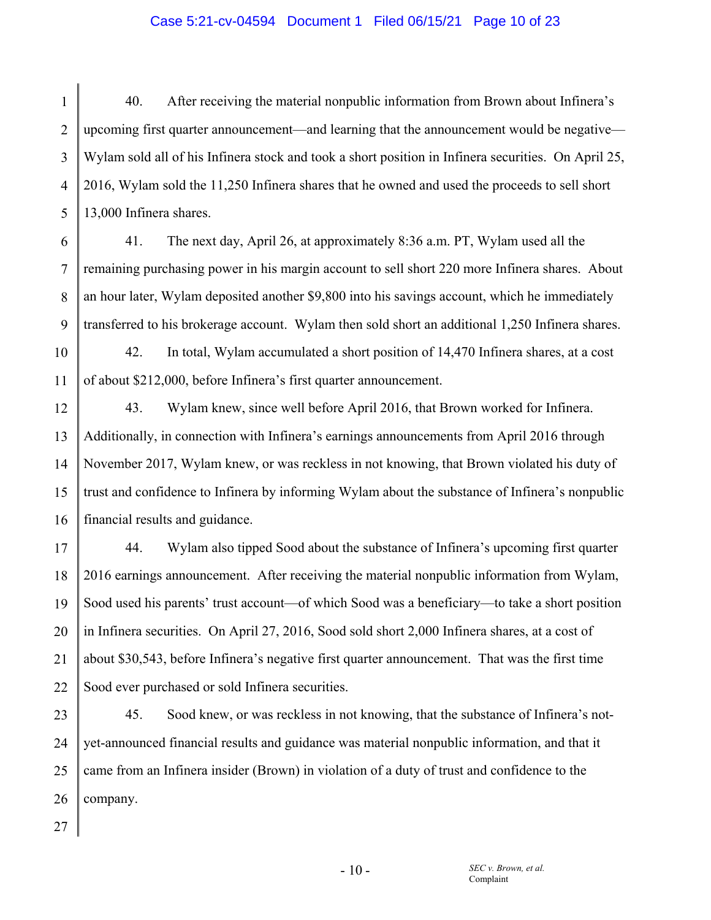40. After receiving the material nonpublic information from Brown about Infinera's upcoming first quarter announcement—and learning that the announcement would be negative—Wylam sold all of his Infinera stock and took a short position in Infinera securities. On April 25, 2016, Wylam sold the 11,250 Infinera shares that he owned and used the proceeds to sell short 13,000 Infinera shares.

41. The next day, April 26, at approximately 8:36 a.m. PT, Wylam used all the remaining purchasing power in his margin account to sell short 220 more Infinera shares. About an hour later, Wylam deposited another $9,800 into his savings account, which he immediately transferred to his brokerage account. Wylam then sold short an additional 1,250 Infinera shares.

42. In total, Wylam accumulated a short position of 14,470 Infinera shares, at a cost of about $212,000, before Infinera's first quarter announcement.

43. Wylam knew, since well before April 2016, that Brown worked for Infinera. Additionally, in connection with Infinera's earnings announcements from April 2016 through November 2017, Wylam knew, or was reckless in not knowing, that Brown violated his duty of trust and confidence to Infinera by informing Wylam about the substance of Infinera's nonpublic financial results and guidance.

44. Wylam also tipped Sood about the substance of Infinera's upcoming first quarter 2016 earnings announcement. After receiving the material nonpublic information from Wylam, Sood used his parents' trust account—of which Sood was a beneficiary—to take a short position in Infinera securities. On April 27, 2016, Sood sold short 2,000 Infinera shares, at a cost of about $30,543, before Infinera's negative first quarter announcement. That was the first time Sood ever purchased or sold Infinera securities.

45. Sood knew, or was reckless in not knowing, that the substance of Infinera's not-yet-announced financial results and guidance was material nonpublic information, and that it came from an Infinera insider (Brown) in violation of a duty of trust and confidence to the company.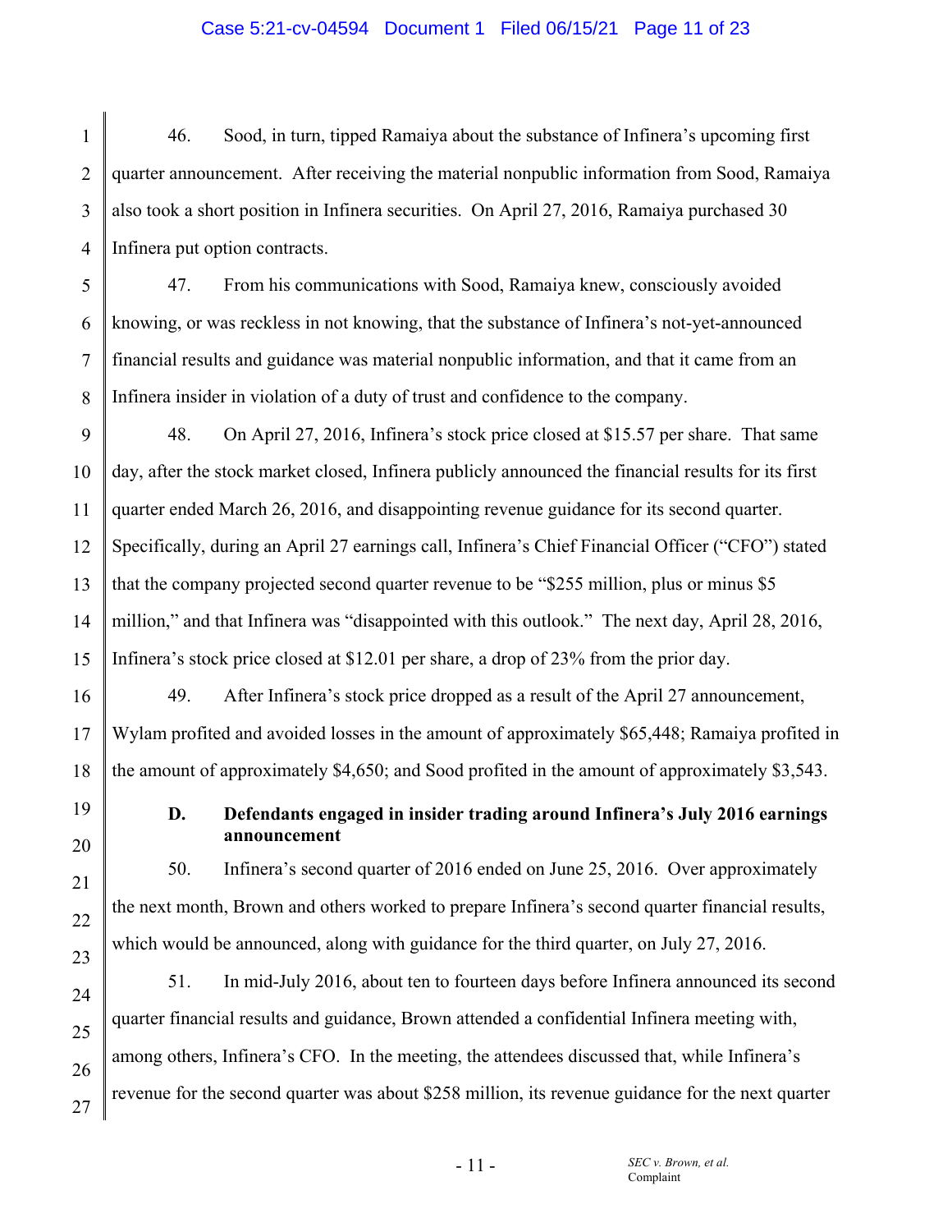46. Sood, in turn, tipped Ramaiya about the substance of Infinera's upcoming first quarter announcement. After receiving the material nonpublic information from Sood, Ramaiya also took a short position in Infinera securities. On April 27, 2016, Ramaiya purchased 30 Infinera put option contracts.

47. From his communications with Sood, Ramaiya knew, consciously avoided knowing, or was reckless in not knowing, that the substance of Infinera's not-yet-announced financial results and guidance was material nonpublic information, and that it came from an Infinera insider in violation of a duty of trust and confidence to the company.

48. On April 27, 2016, Infinera's stock price closed at $15.57 per share. That same day, after the stock market closed, Infinera publicly announced the financial results for its first quarter ended March 26, 2016, and disappointing revenue guidance for its second quarter. Specifically, during an April 27 earnings call, Infinera's Chief Financial Officer ("CFO") stated that the company projected second quarter revenue to be "$255 million, plus or minus $5 million," and that Infinera was "disappointed with this outlook." The next day, April 28, 2016, Infinera's stock price closed at $12.01 per share, a drop of 23% from the prior day.

49. After Infinera's stock price dropped as a result of the April 27 announcement, Wylam profited and avoided losses in the amount of approximately $65,448; Ramaiya profited in the amount of approximately $4,650; and Sood profited in the amount of approximately $3,543.

### D. Defendants engaged in insider trading around Infinera's July 2016 earnings announcement

50. Infinera's second quarter of 2016 ended on June 25, 2016. Over approximately the next month, Brown and others worked to prepare Infinera's second quarter financial results, which would be announced, along with guidance for the third quarter, on July 27, 2016.

51. In mid-July 2016, about ten to fourteen days before Infinera announced its second quarter financial results and guidance, Brown attended a confidential Infinera meeting with, among others, Infinera's CFO. In the meeting, the attendees discussed that, while Infinera's revenue for the second quarter was about $258 million, its revenue guidance for the next quarter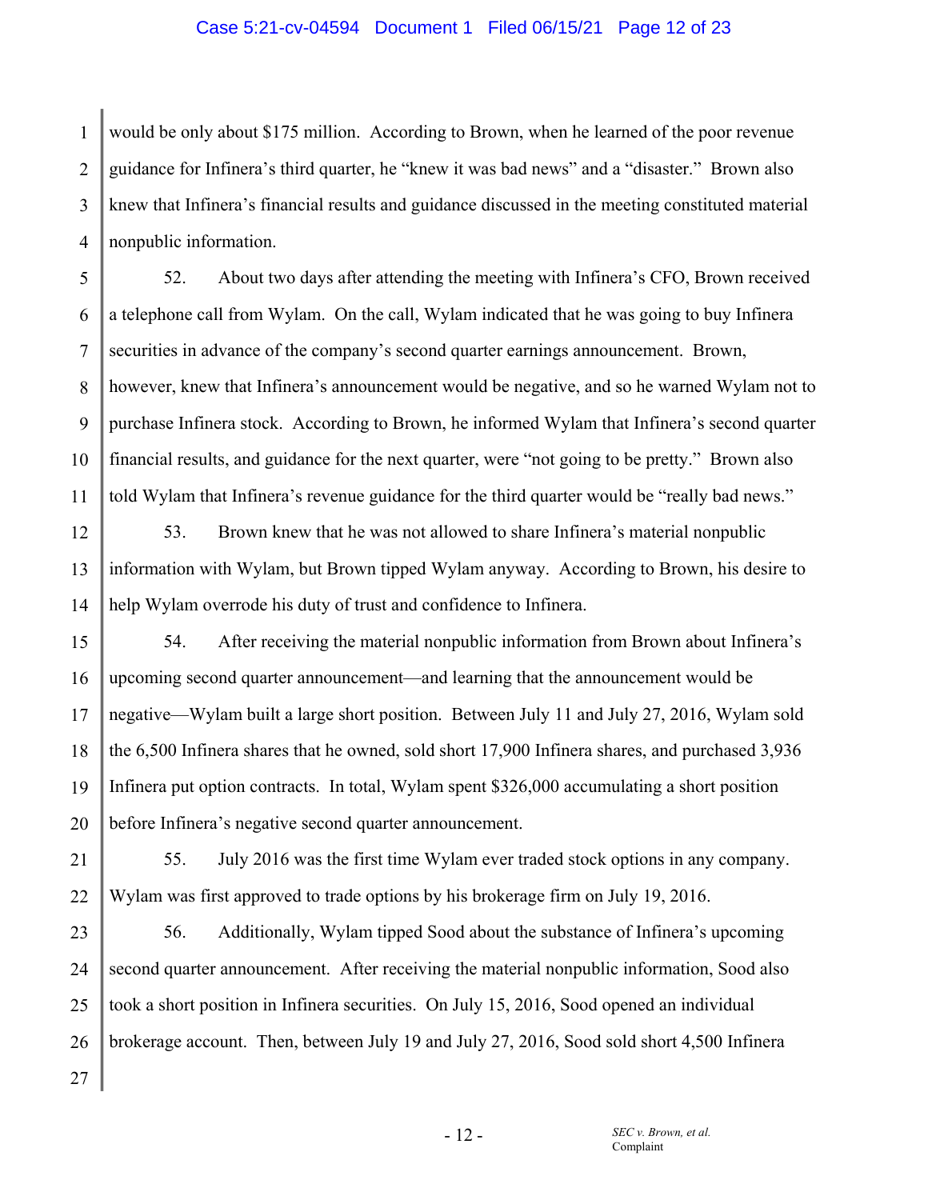would be only about $175 million. According to Brown, when he learned of the poor revenue guidance for Infinera's third quarter, he "knew it was bad news" and a "disaster." Brown also knew that Infinera's financial results and guidance discussed in the meeting constituted material nonpublic information.

52. About two days after attending the meeting with Infinera's CFO, Brown received a telephone call from Wylam. On the call, Wylam indicated that he was going to buy Infinera securities in advance of the company's second quarter earnings announcement. Brown, however, knew that Infinera's announcement would be negative, and so he warned Wylam not to purchase Infinera stock. According to Brown, he informed Wylam that Infinera's second quarter financial results, and guidance for the next quarter, were "not going to be pretty." Brown also told Wylam that Infinera's revenue guidance for the third quarter would be "really bad news."

53. Brown knew that he was not allowed to share Infinera's material nonpublic information with Wylam, but Brown tipped Wylam anyway. According to Brown, his desire to help Wylam overrode his duty of trust and confidence to Infinera.

54. After receiving the material nonpublic information from Brown about Infinera's upcoming second quarter announcement—and learning that the announcement would be negative—Wylam built a large short position. Between July 11 and July 27, 2016, Wylam sold the 6,500 Infinera shares that he owned, sold short 17,900 Infinera shares, and purchased 3,936 Infinera put option contracts. In total, Wylam spent $326,000 accumulating a short position before Infinera's negative second quarter announcement.

55. July 2016 was the first time Wylam ever traded stock options in any company. Wylam was first approved to trade options by his brokerage firm on July 19, 2016.

56. Additionally, Wylam tipped Sood about the substance of Infinera's upcoming second quarter announcement. After receiving the material nonpublic information, Sood also took a short position in Infinera securities. On July 15, 2016, Sood opened an individual brokerage account. Then, between July 19 and July 27, 2016, Sood sold short 4,500 Infinera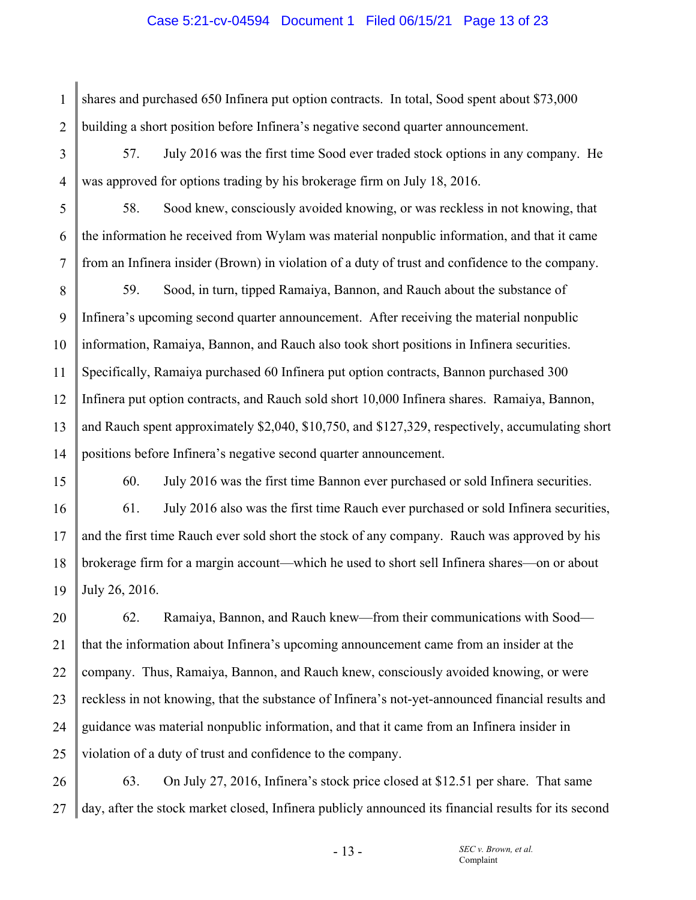shares and purchased 650 Infinera put option contracts. In total, Sood spent about $73,000 building a short position before Infinera's negative second quarter announcement.

57. July 2016 was the first time Sood ever traded stock options in any company. He was approved for options trading by his brokerage firm on July 18, 2016.

58. Sood knew, consciously avoided knowing, or was reckless in not knowing, that the information he received from Wylam was material nonpublic information, and that it came from an Infinera insider (Brown) in violation of a duty of trust and confidence to the company.

59. Sood, in turn, tipped Ramaiya, Bannon, and Rauch about the substance of Infinera's upcoming second quarter announcement. After receiving the material nonpublic information, Ramaiya, Bannon, and Rauch also took short positions in Infinera securities. Specifically, Ramaiya purchased 60 Infinera put option contracts, Bannon purchased 300 Infinera put option contracts, and Rauch sold short 10,000 Infinera shares. Ramaiya, Bannon, and Rauch spent approximately $2,040, $10,750, and $127,329, respectively, accumulating short positions before Infinera's negative second quarter announcement.

60. July 2016 was the first time Bannon ever purchased or sold Infinera securities.

61. July 2016 also was the first time Rauch ever purchased or sold Infinera securities, and the first time Rauch ever sold short the stock of any company. Rauch was approved by his brokerage firm for a margin account—which he used to short sell Infinera shares—on or about July 26, 2016.

62. Ramaiya, Bannon, and Rauch knew—from their communications with Sood—that the information about Infinera's upcoming announcement came from an insider at the company. Thus, Ramaiya, Bannon, and Rauch knew, consciously avoided knowing, or were reckless in not knowing, that the substance of Infinera's not-yet-announced financial results and guidance was material nonpublic information, and that it came from an Infinera insider in violation of a duty of trust and confidence to the company.

63. On July 27, 2016, Infinera's stock price closed at $12.51 per share. That same day, after the stock market closed, Infinera publicly announced its financial results for its second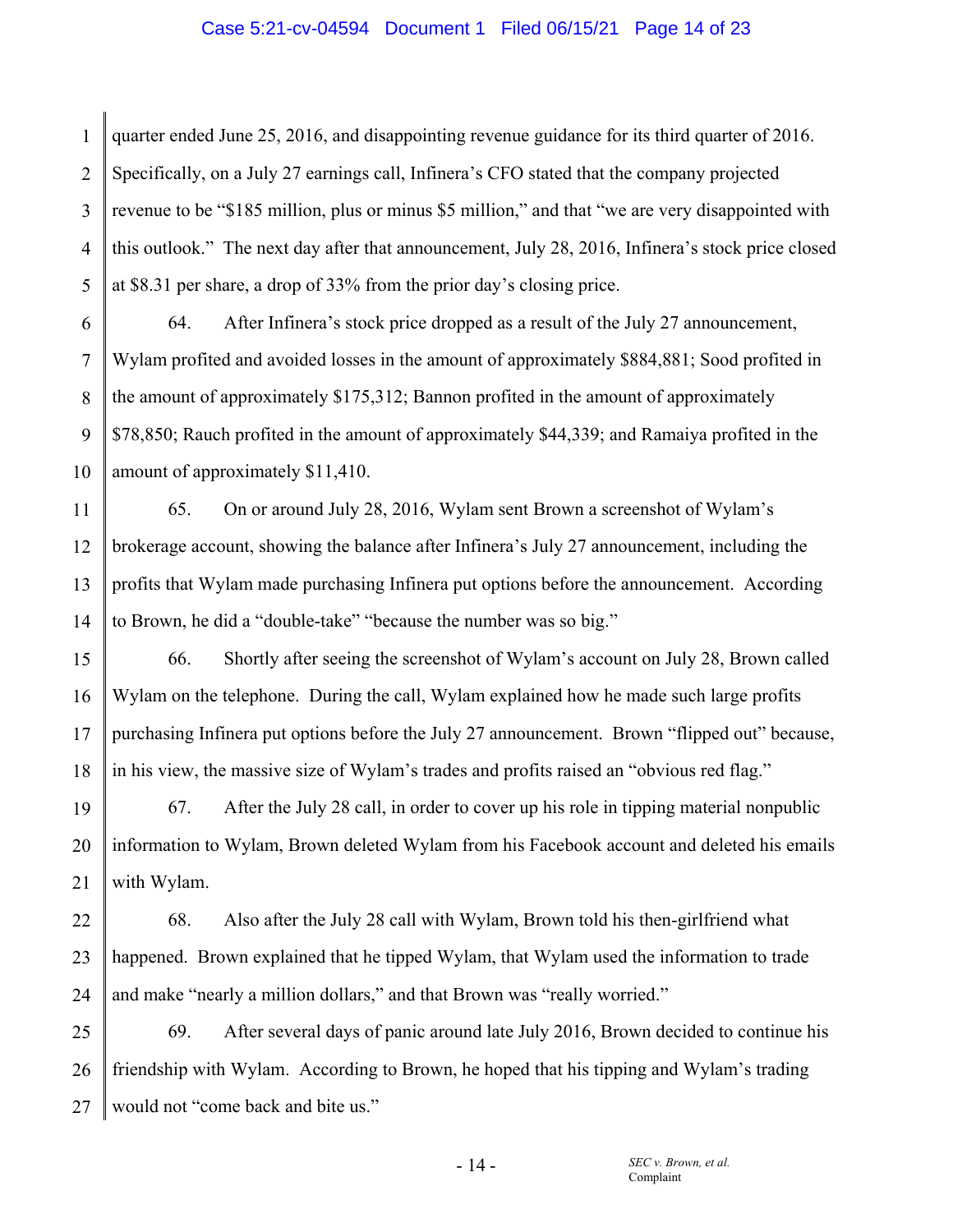quarter ended June 25, 2016, and disappointing revenue guidance for its third quarter of 2016. Specifically, on a July 27 earnings call, Infinera's CFO stated that the company projected revenue to be "$185 million, plus or minus $5 million," and that "we are very disappointed with this outlook." The next day after that announcement, July 28, 2016, Infinera's stock price closed at $8.31 per share, a drop of 33% from the prior day's closing price.

64. After Infinera's stock price dropped as a result of the July 27 announcement, Wylam profited and avoided losses in the amount of approximately $884,881; Sood profited in the amount of approximately $175,312; Bannon profited in the amount of approximately $78,850; Rauch profited in the amount of approximately $44,339; and Ramaiya profited in the amount of approximately $11,410.

65. On or around July 28, 2016, Wylam sent Brown a screenshot of Wylam's brokerage account, showing the balance after Infinera's July 27 announcement, including the profits that Wylam made purchasing Infinera put options before the announcement. According to Brown, he did a "double-take" "because the number was so big."

66. Shortly after seeing the screenshot of Wylam's account on July 28, Brown called Wylam on the telephone. During the call, Wylam explained how he made such large profits purchasing Infinera put options before the July 27 announcement. Brown "flipped out" because, in his view, the massive size of Wylam's trades and profits raised an "obvious red flag."

67. After the July 28 call, in order to cover up his role in tipping material nonpublic information to Wylam, Brown deleted Wylam from his Facebook account and deleted his emails with Wylam.

68. Also after the July 28 call with Wylam, Brown told his then-girlfriend what happened. Brown explained that he tipped Wylam, that Wylam used the information to trade and make "nearly a million dollars," and that Brown was "really worried."

69. After several days of panic around late July 2016, Brown decided to continue his friendship with Wylam. According to Brown, he hoped that his tipping and Wylam's trading would not "come back and bite us."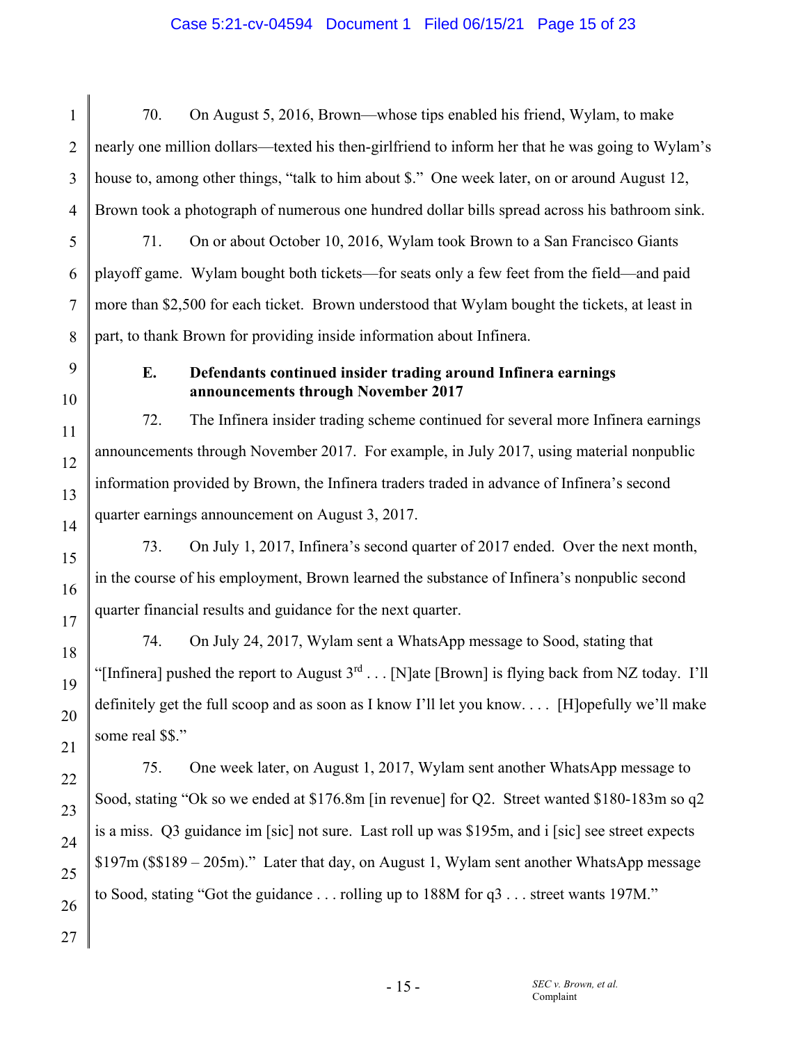70. On August 5, 2016, Brown—whose tips enabled his friend, Wylam, to make nearly one million dollars—texted his then-girlfriend to inform her that he was going to Wylam's house to, among other things, "talk to him about $." One week later, on or around August 12, Brown took a photograph of numerous one hundred dollar bills spread across his bathroom sink.

71. On or about October 10, 2016, Wylam took Brown to a San Francisco Giants playoff game. Wylam bought both tickets—for seats only a few feet from the field—and paid more than $2,500 for each ticket. Brown understood that Wylam bought the tickets, at least in part, to thank Brown for providing inside information about Infinera.

### E. Defendants continued insider trading around Infinera earnings announcements through November 2017

72. The Infinera insider trading scheme continued for several more Infinera earnings announcements through November 2017. For example, in July 2017, using material nonpublic information provided by Brown, the Infinera traders traded in advance of Infinera's second quarter earnings announcement on August 3, 2017.

73. On July 1, 2017, Infinera's second quarter of 2017 ended. Over the next month, in the course of his employment, Brown learned the substance of Infinera's nonpublic second quarter financial results and guidance for the next quarter.

74. On July 24, 2017, Wylam sent a WhatsApp message to Sood, stating that "[Infinera] pushed the report to August 3rd . . . [N]ate [Brown] is flying back from NZ today. I'll definitely get the full scoop and as soon as I know I'll let you know. . . . [H]opefully we'll make some real $$."

75. One week later, on August 1, 2017, Wylam sent another WhatsApp message to Sood, stating "Ok so we ended at $176.8m [in revenue] for Q2. Street wanted $180-183m so q2 is a miss. Q3 guidance im [sic] not sure. Last roll up was $195m, and i [sic] see street expects $197m ($$189 – 205m)." Later that day, on August 1, Wylam sent another WhatsApp message to Sood, stating "Got the guidance . . . rolling up to 188M for q3 . . . street wants 197M."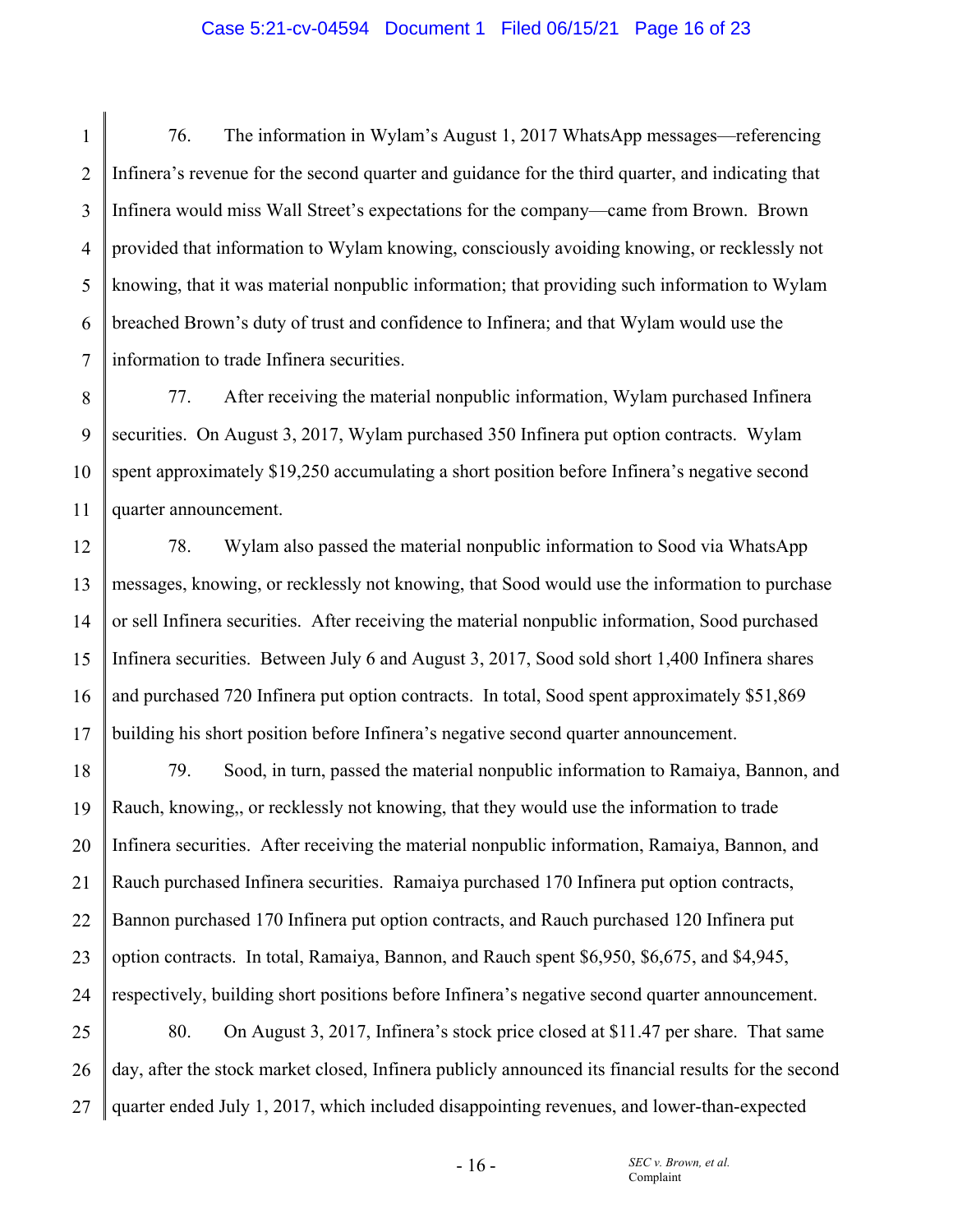76. The information in Wylam's August 1, 2017 WhatsApp messages—referencing Infinera's revenue for the second quarter and guidance for the third quarter, and indicating that Infinera would miss Wall Street's expectations for the company—came from Brown. Brown provided that information to Wylam knowing, consciously avoiding knowing, or recklessly not knowing, that it was material nonpublic information; that providing such information to Wylam breached Brown's duty of trust and confidence to Infinera; and that Wylam would use the information to trade Infinera securities.

77. After receiving the material nonpublic information, Wylam purchased Infinera securities. On August 3, 2017, Wylam purchased 350 Infinera put option contracts. Wylam spent approximately $19,250 accumulating a short position before Infinera's negative second quarter announcement.

78. Wylam also passed the material nonpublic information to Sood via WhatsApp messages, knowing, or recklessly not knowing, that Sood would use the information to purchase or sell Infinera securities. After receiving the material nonpublic information, Sood purchased Infinera securities. Between July 6 and August 3, 2017, Sood sold short 1,400 Infinera shares and purchased 720 Infinera put option contracts. In total, Sood spent approximately $51,869 building his short position before Infinera's negative second quarter announcement.

79. Sood, in turn, passed the material nonpublic information to Ramaiya, Bannon, and Rauch, knowing,, or recklessly not knowing, that they would use the information to trade Infinera securities. After receiving the material nonpublic information, Ramaiya, Bannon, and Rauch purchased Infinera securities. Ramaiya purchased 170 Infinera put option contracts, Bannon purchased 170 Infinera put option contracts, and Rauch purchased 120 Infinera put option contracts. In total, Ramaiya, Bannon, and Rauch spent $6,950, $6,675, and $4,945, respectively, building short positions before Infinera's negative second quarter announcement.

80. On August 3, 2017, Infinera's stock price closed at $11.47 per share. That same day, after the stock market closed, Infinera publicly announced its financial results for the second quarter ended July 1, 2017, which included disappointing revenues, and lower-than-expected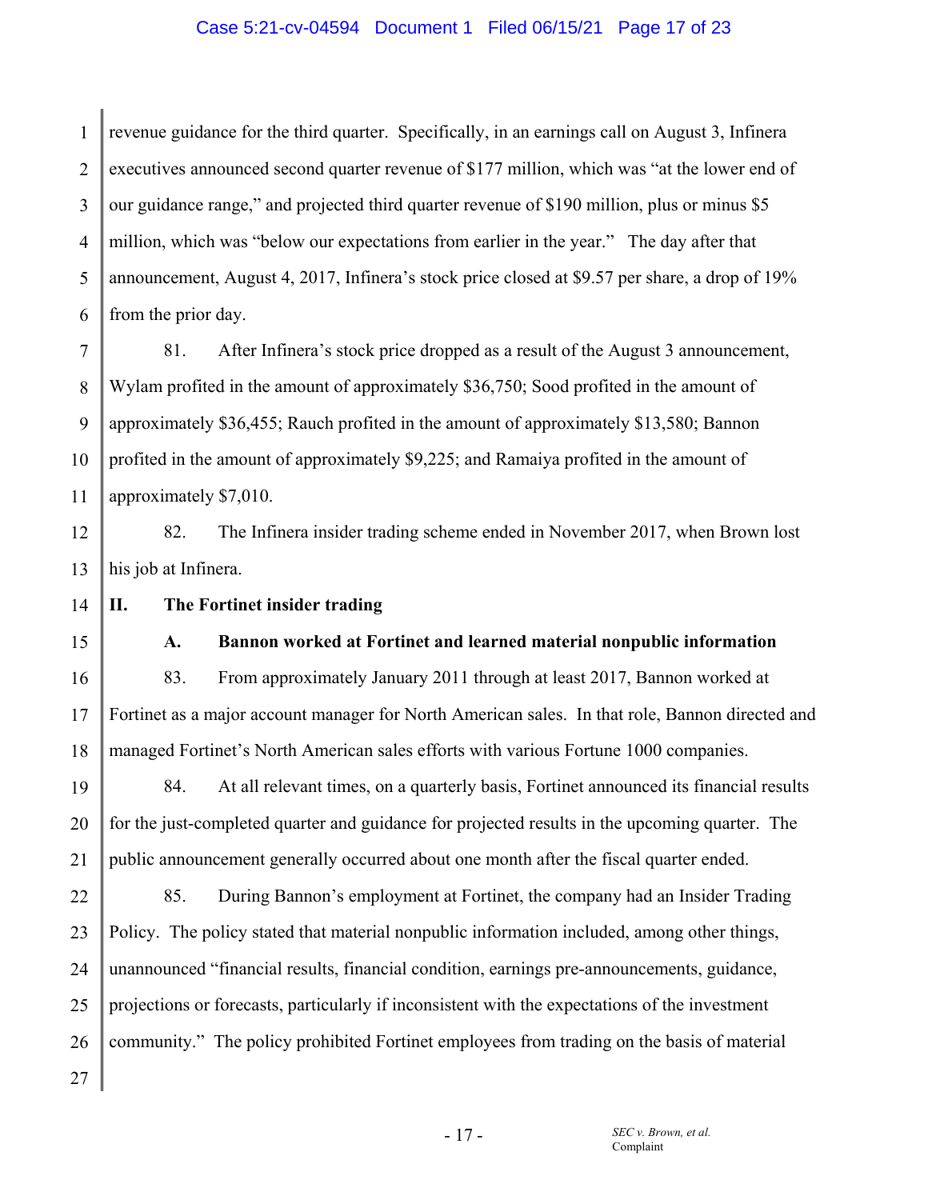revenue guidance for the third quarter. Specifically, in an earnings call on August 3, Infinera executives announced second quarter revenue of $177 million, which was "at the lower end of our guidance range," and projected third quarter revenue of $190 million, plus or minus $5 million, which was "below our expectations from earlier in the year." The day after that announcement, August 4, 2017, Infinera's stock price closed at $9.57 per share, a drop of 19% from the prior day.

81. After Infinera's stock price dropped as a result of the August 3 announcement, Wylam profited in the amount of approximately $36,750; Sood profited in the amount of approximately $36,455; Rauch profited in the amount of approximately $13,580; Bannon profited in the amount of approximately $9,225; and Ramaiya profited in the amount of approximately $7,010.

82. The Infinera insider trading scheme ended in November 2017, when Brown lost his job at Infinera.

## II. The Fortinet insider trading

### A. Bannon worked at Fortinet and learned material nonpublic information

83. From approximately January 2011 through at least 2017, Bannon worked at Fortinet as a major account manager for North American sales. In that role, Bannon directed and managed Fortinet's North American sales efforts with various Fortune 1000 companies.

84. At all relevant times, on a quarterly basis, Fortinet announced its financial results for the just-completed quarter and guidance for projected results in the upcoming quarter. The public announcement generally occurred about one month after the fiscal quarter ended.

85. During Bannon's employment at Fortinet, the company had an Insider Trading Policy. The policy stated that material nonpublic information included, among other things, unannounced "financial results, financial condition, earnings pre-announcements, guidance, projections or forecasts, particularly if inconsistent with the expectations of the investment community." The policy prohibited Fortinet employees from trading on the basis of material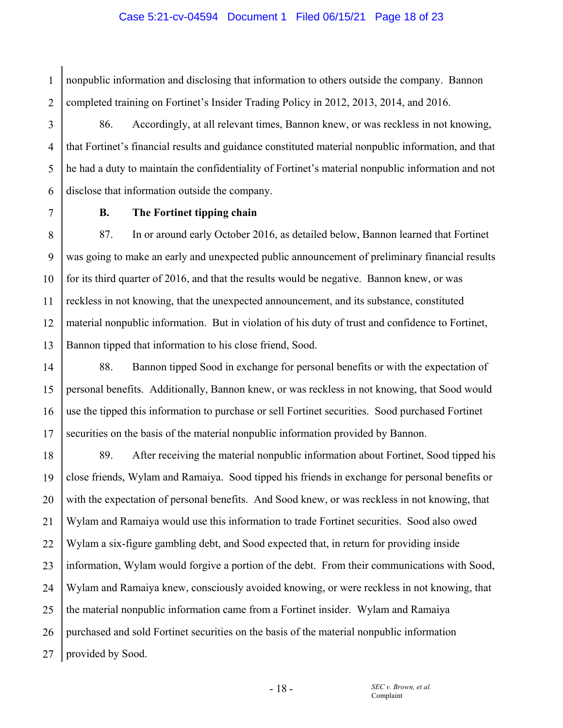nonpublic information and disclosing that information to others outside the company. Bannon completed training on Fortinet's Insider Trading Policy in 2012, 2013, 2014, and 2016.

86. Accordingly, at all relevant times, Bannon knew, or was reckless in not knowing, that Fortinet's financial results and guidance constituted material nonpublic information, and that he had a duty to maintain the confidentiality of Fortinet's material nonpublic information and not disclose that information outside the company.

### B. The Fortinet tipping chain

87. In or around early October 2016, as detailed below, Bannon learned that Fortinet was going to make an early and unexpected public announcement of preliminary financial results for its third quarter of 2016, and that the results would be negative. Bannon knew, or was reckless in not knowing, that the unexpected announcement, and its substance, constituted material nonpublic information. But in violation of his duty of trust and confidence to Fortinet, Bannon tipped that information to his close friend, Sood.

88. Bannon tipped Sood in exchange for personal benefits or with the expectation of personal benefits. Additionally, Bannon knew, or was reckless in not knowing, that Sood would use the tipped this information to purchase or sell Fortinet securities. Sood purchased Fortinet securities on the basis of the material nonpublic information provided by Bannon.

89. After receiving the material nonpublic information about Fortinet, Sood tipped his close friends, Wylam and Ramaiya. Sood tipped his friends in exchange for personal benefits or with the expectation of personal benefits. And Sood knew, or was reckless in not knowing, that Wylam and Ramaiya would use this information to trade Fortinet securities. Sood also owed Wylam a six-figure gambling debt, and Sood expected that, in return for providing inside information, Wylam would forgive a portion of the debt. From their communications with Sood, Wylam and Ramaiya knew, consciously avoided knowing, or were reckless in not knowing, that the material nonpublic information came from a Fortinet insider. Wylam and Ramaiya purchased and sold Fortinet securities on the basis of the material nonpublic information provided by Sood.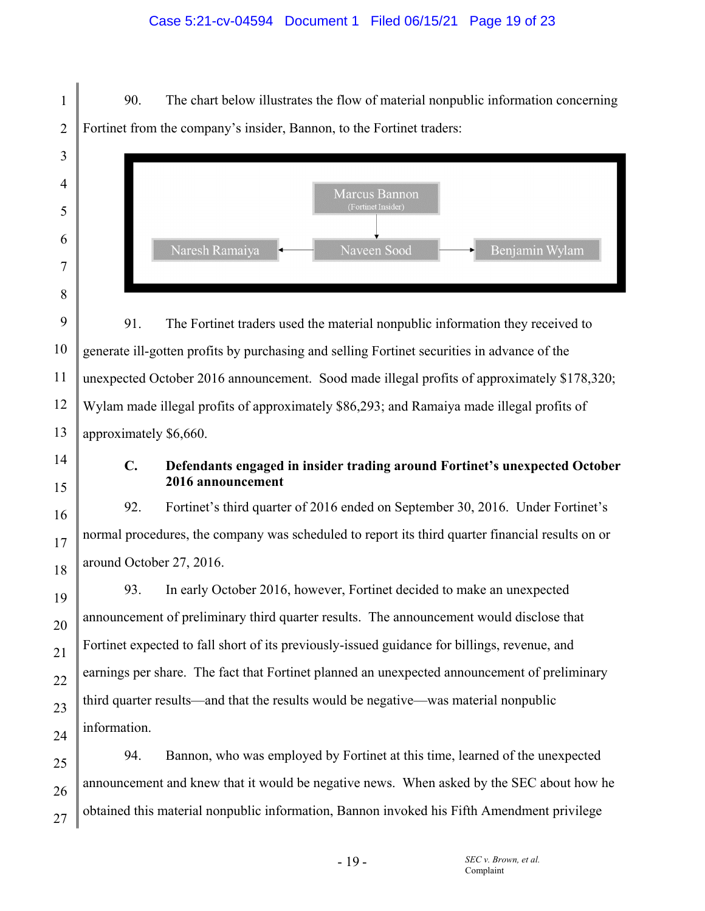90. The chart below illustrates the flow of material nonpublic information concerning Fortinet from the company's insider, Bannon, to the Fortinet traders:

Marcus Bannon
(Fortinet Insider)

Naresh Ramaiya ← Naveen Sood → Benjamin Wylam

91. The Fortinet traders used the material nonpublic information they received to generate ill-gotten profits by purchasing and selling Fortinet securities in advance of the unexpected October 2016 announcement. Sood made illegal profits of approximately $178,320; Wylam made illegal profits of approximately $86,293; and Ramaiya made illegal profits of approximately $6,660.

### C. Defendants engaged in insider trading around Fortinet's unexpected October 2016 announcement

92. Fortinet's third quarter of 2016 ended on September 30, 2016. Under Fortinet's normal procedures, the company was scheduled to report its third quarter financial results on or around October 27, 2016.

93. In early October 2016, however, Fortinet decided to make an unexpected announcement of preliminary third quarter results. The announcement would disclose that Fortinet expected to fall short of its previously-issued guidance for billings, revenue, and earnings per share. The fact that Fortinet planned an unexpected announcement of preliminary third quarter results—and that the results would be negative—was material nonpublic information.

94. Bannon, who was employed by Fortinet at this time, learned of the unexpected announcement and knew that it would be negative news. When asked by the SEC about how he obtained this material nonpublic information, Bannon invoked his Fifth Amendment privilege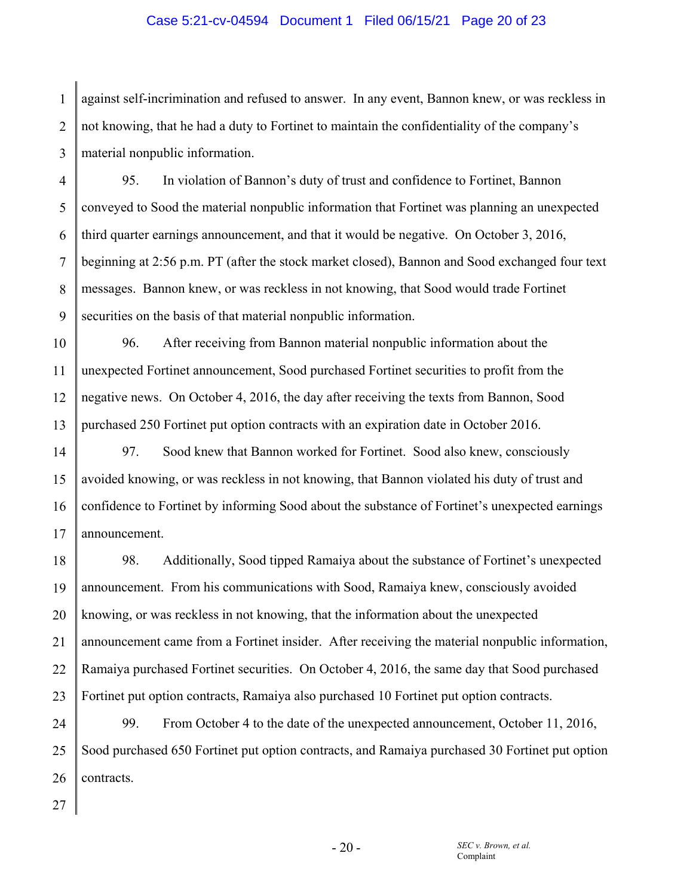against self-incrimination and refused to answer. In any event, Bannon knew, or was reckless in not knowing, that he had a duty to Fortinet to maintain the confidentiality of the company's material nonpublic information.

95. In violation of Bannon's duty of trust and confidence to Fortinet, Bannon conveyed to Sood the material nonpublic information that Fortinet was planning an unexpected third quarter earnings announcement, and that it would be negative. On October 3, 2016, beginning at 2:56 p.m. PT (after the stock market closed), Bannon and Sood exchanged four text messages. Bannon knew, or was reckless in not knowing, that Sood would trade Fortinet securities on the basis of that material nonpublic information.

96. After receiving from Bannon material nonpublic information about the unexpected Fortinet announcement, Sood purchased Fortinet securities to profit from the negative news. On October 4, 2016, the day after receiving the texts from Bannon, Sood purchased 250 Fortinet put option contracts with an expiration date in October 2016.

97. Sood knew that Bannon worked for Fortinet. Sood also knew, consciously avoided knowing, or was reckless in not knowing, that Bannon violated his duty of trust and confidence to Fortinet by informing Sood about the substance of Fortinet's unexpected earnings announcement.

98. Additionally, Sood tipped Ramaiya about the substance of Fortinet's unexpected announcement. From his communications with Sood, Ramaiya knew, consciously avoided knowing, or was reckless in not knowing, that the information about the unexpected announcement came from a Fortinet insider. After receiving the material nonpublic information, Ramaiya purchased Fortinet securities. On October 4, 2016, the same day that Sood purchased Fortinet put option contracts, Ramaiya also purchased 10 Fortinet put option contracts.

99. From October 4 to the date of the unexpected announcement, October 11, 2016, Sood purchased 650 Fortinet put option contracts, and Ramaiya purchased 30 Fortinet put option contracts.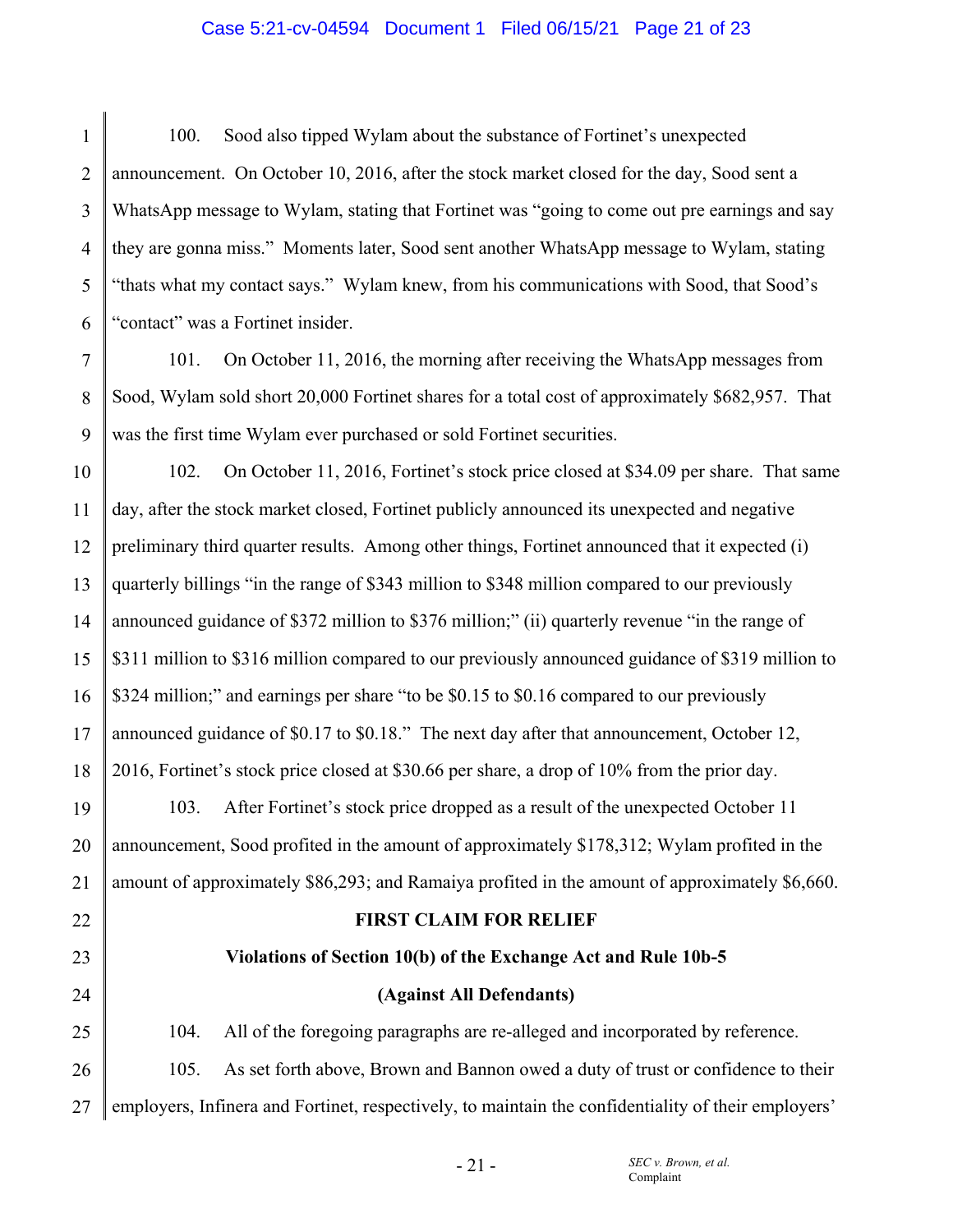100. Sood also tipped Wylam about the substance of Fortinet's unexpected announcement. On October 10, 2016, after the stock market closed for the day, Sood sent a WhatsApp message to Wylam, stating that Fortinet was "going to come out pre earnings and say they are gonna miss." Moments later, Sood sent another WhatsApp message to Wylam, stating "thats what my contact says." Wylam knew, from his communications with Sood, that Sood's "contact" was a Fortinet insider.

101. On October 11, 2016, the morning after receiving the WhatsApp messages from Sood, Wylam sold short 20,000 Fortinet shares for a total cost of approximately $682,957. That was the first time Wylam ever purchased or sold Fortinet securities.

102. On October 11, 2016, Fortinet's stock price closed at $34.09 per share. That same day, after the stock market closed, Fortinet publicly announced its unexpected and negative preliminary third quarter results. Among other things, Fortinet announced that it expected (i) quarterly billings "in the range of $343 million to $348 million compared to our previously announced guidance of $372 million to $376 million;" (ii) quarterly revenue "in the range of $311 million to $316 million compared to our previously announced guidance of $319 million to $324 million;" and earnings per share "to be $0.15 to $0.16 compared to our previously announced guidance of $0.17 to $0.18." The next day after that announcement, October 12, 2016, Fortinet's stock price closed at $30.66 per share, a drop of 10% from the prior day.

103. After Fortinet's stock price dropped as a result of the unexpected October 11 announcement, Sood profited in the amount of approximately $178,312; Wylam profited in the amount of approximately $86,293; and Ramaiya profited in the amount of approximately $6,660.

## FIRST CLAIM FOR RELIEF

### Violations of Section 10(b) of the Exchange Act and Rule 10b-5

### (Against All Defendants)

104. All of the foregoing paragraphs are re-alleged and incorporated by reference.

105. As set forth above, Brown and Bannon owed a duty of trust or confidence to their employers, Infinera and Fortinet, respectively, to maintain the confidentiality of their employers'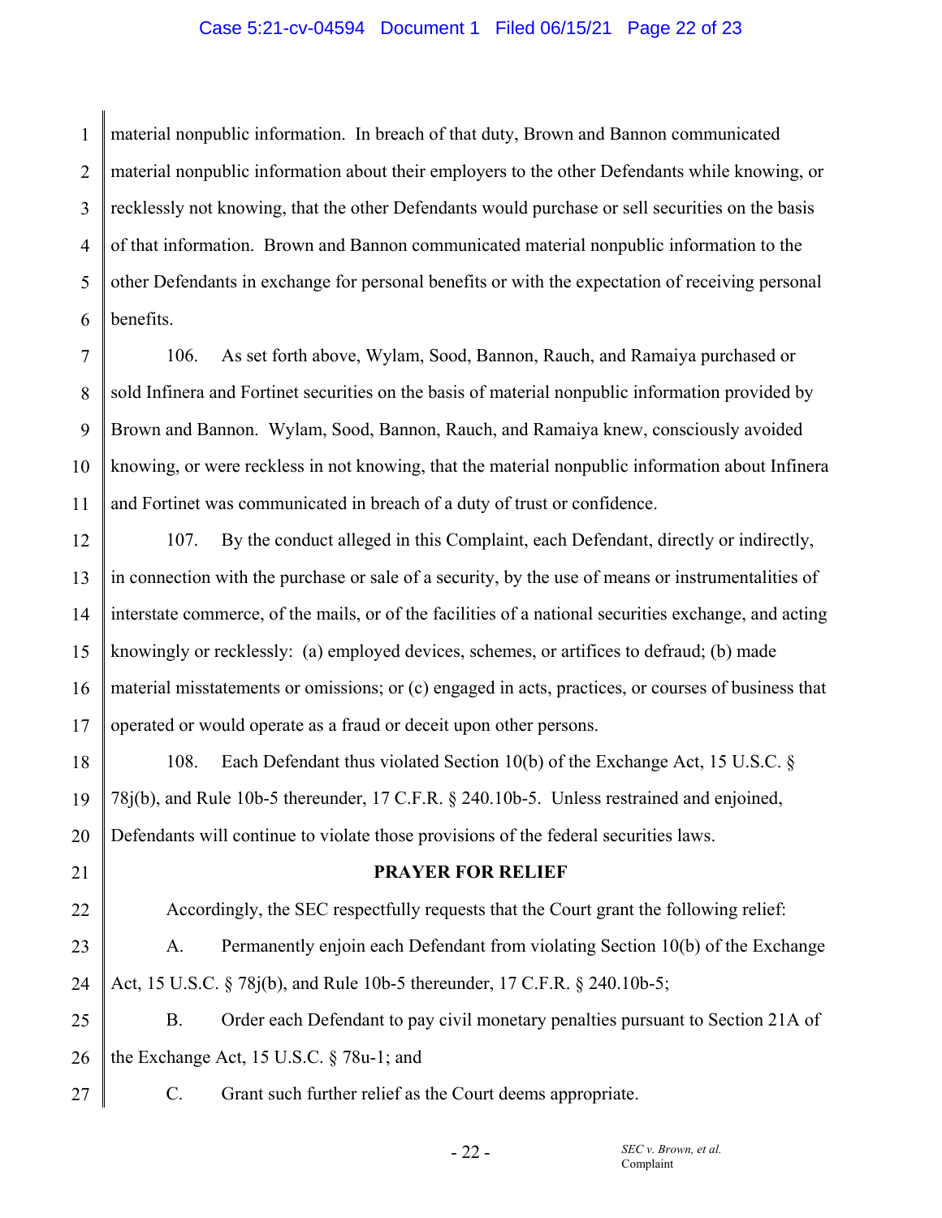material nonpublic information. In breach of that duty, Brown and Bannon communicated material nonpublic information about their employers to the other Defendants while knowing, or recklessly not knowing, that the other Defendants would purchase or sell securities on the basis of that information. Brown and Bannon communicated material nonpublic information to the other Defendants in exchange for personal benefits or with the expectation of receiving personal benefits.

106. As set forth above, Wylam, Sood, Bannon, Rauch, and Ramaiya purchased or sold Infinera and Fortinet securities on the basis of material nonpublic information provided by Brown and Bannon. Wylam, Sood, Bannon, Rauch, and Ramaiya knew, consciously avoided knowing, or were reckless in not knowing, that the material nonpublic information about Infinera and Fortinet was communicated in breach of a duty of trust or confidence.

107. By the conduct alleged in this Complaint, each Defendant, directly or indirectly, in connection with the purchase or sale of a security, by the use of means or instrumentalities of interstate commerce, of the mails, or of the facilities of a national securities exchange, and acting knowingly or recklessly: (a) employed devices, schemes, or artifices to defraud; (b) made material misstatements or omissions; or (c) engaged in acts, practices, or courses of business that operated or would operate as a fraud or deceit upon other persons.

108. Each Defendant thus violated Section 10(b) of the Exchange Act, 15 U.S.C. § 78j(b), and Rule 10b-5 thereunder, 17 C.F.R. § 240.10b-5. Unless restrained and enjoined, Defendants will continue to violate those provisions of the federal securities laws.

**PRAYER FOR RELIEF**

Accordingly, the SEC respectfully requests that the Court grant the following relief:

A. Permanently enjoin each Defendant from violating Section 10(b) of the Exchange Act, 15 U.S.C. § 78j(b), and Rule 10b-5 thereunder, 17 C.F.R. § 240.10b-5;

B. Order each Defendant to pay civil monetary penalties pursuant to Section 21A of the Exchange Act, 15 U.S.C. § 78u-1; and

C. Grant such further relief as the Court deems appropriate.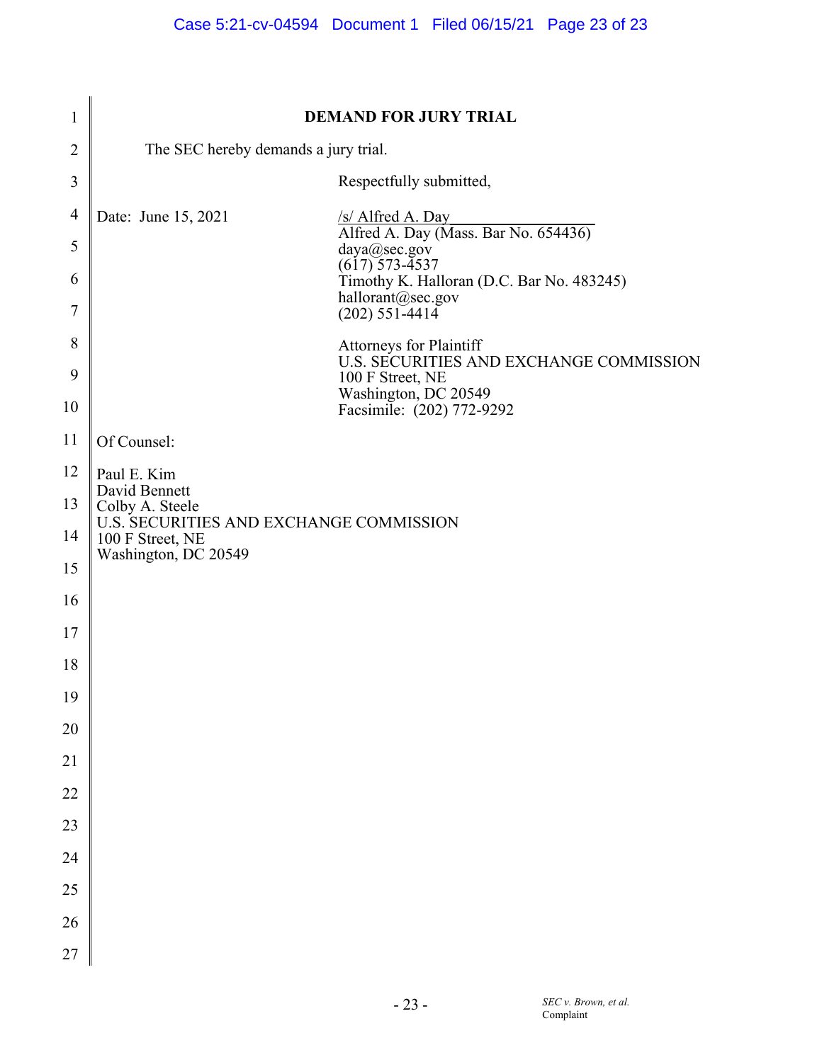**DEMAND FOR JURY TRIAL**

The SEC hereby demands a jury trial.

Respectfully submitted,

Date: June 15, 2021

/s/ Alfred A. Day
Alfred A. Day (Mass. Bar No. 654436)
daya@sec.gov
(617) 573-4537
Timothy K. Halloran (D.C. Bar No. 483245)
hallorant@sec.gov
(202) 551-4414

Attorneys for Plaintiff
U.S. SECURITIES AND EXCHANGE COMMISSION
100 F Street, NE
Washington, DC 20549
Facsimile: (202) 772-9292

Of Counsel:

Paul E. Kim
David Bennett
Colby A. Steele
U.S. SECURITIES AND EXCHANGE COMMISSION
100 F Street, NE
Washington, DC 20549